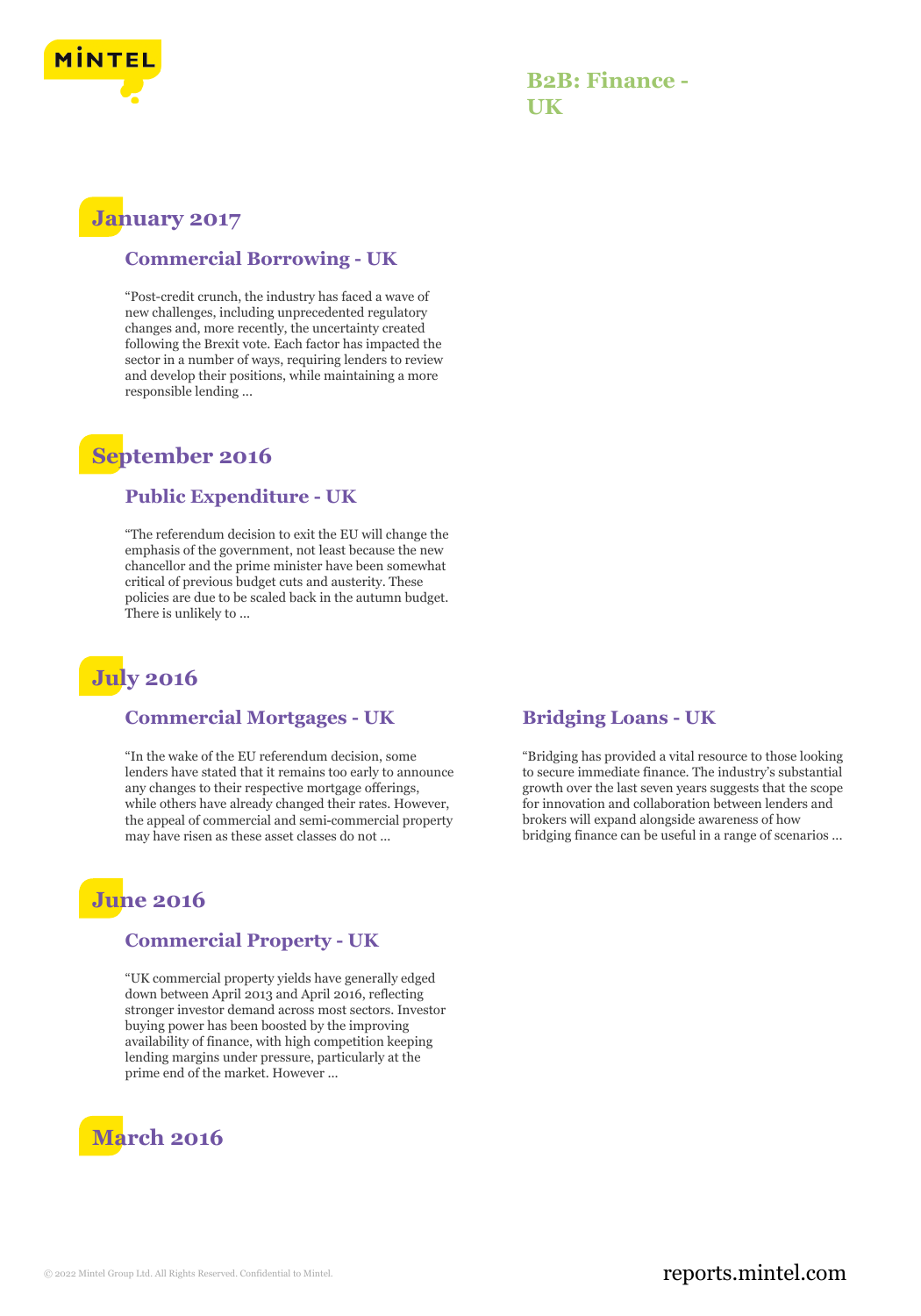# B2B: Finance - UK

## January 2017

### Commercial Borrowing - UK

"Post-credit crunch, the industry has faced a wave of new challenges, including unprecedented regulatory changes and, more recently, the uncertainty created following the Brexit vote. Each factor has impacted the sector in a number of ways, requiring lenders to review and develop their positions, while maintaining a more responsible lending ...

## September 2016

### Public Expenditure - UK

"The referendum decision to exit the EU will change the emphasis of the government, not least because the new chancellor and the prime minister have been somewhat critical of previous budget cuts and austerity. These policies are due to be scaled back in the autumn budget. There is unlikely to ...

## July 2016

### Commercial Mortgages - UK

"In the wake of the EU referendum decision, some lenders have stated that it remains too early to announce any changes to their respective mortgage offerings, while others have already changed their rates. However, the appeal of commercial and semi-commercial property may have risen as these asset classes do not ...

### Bridging Loans - UK

"Bridging has provided a vital resource to those looking to secure immediate finance. The industry's substantial growth over the last seven years suggests that the scope for innovation and collaboration between lenders and brokers will expand alongside awareness of how bridging finance can be useful in a range of scenarios ...

## June 2016

### Commercial Property - UK

"UK commercial property yields have generally edged down between April 2013 and April 2016, reflecting stronger investor demand across most sectors. Investor buying power has been boosted by the improving availability of finance, with high competition keeping lending margins under pressure, particularly at the prime end of the market. However ...

## March 2016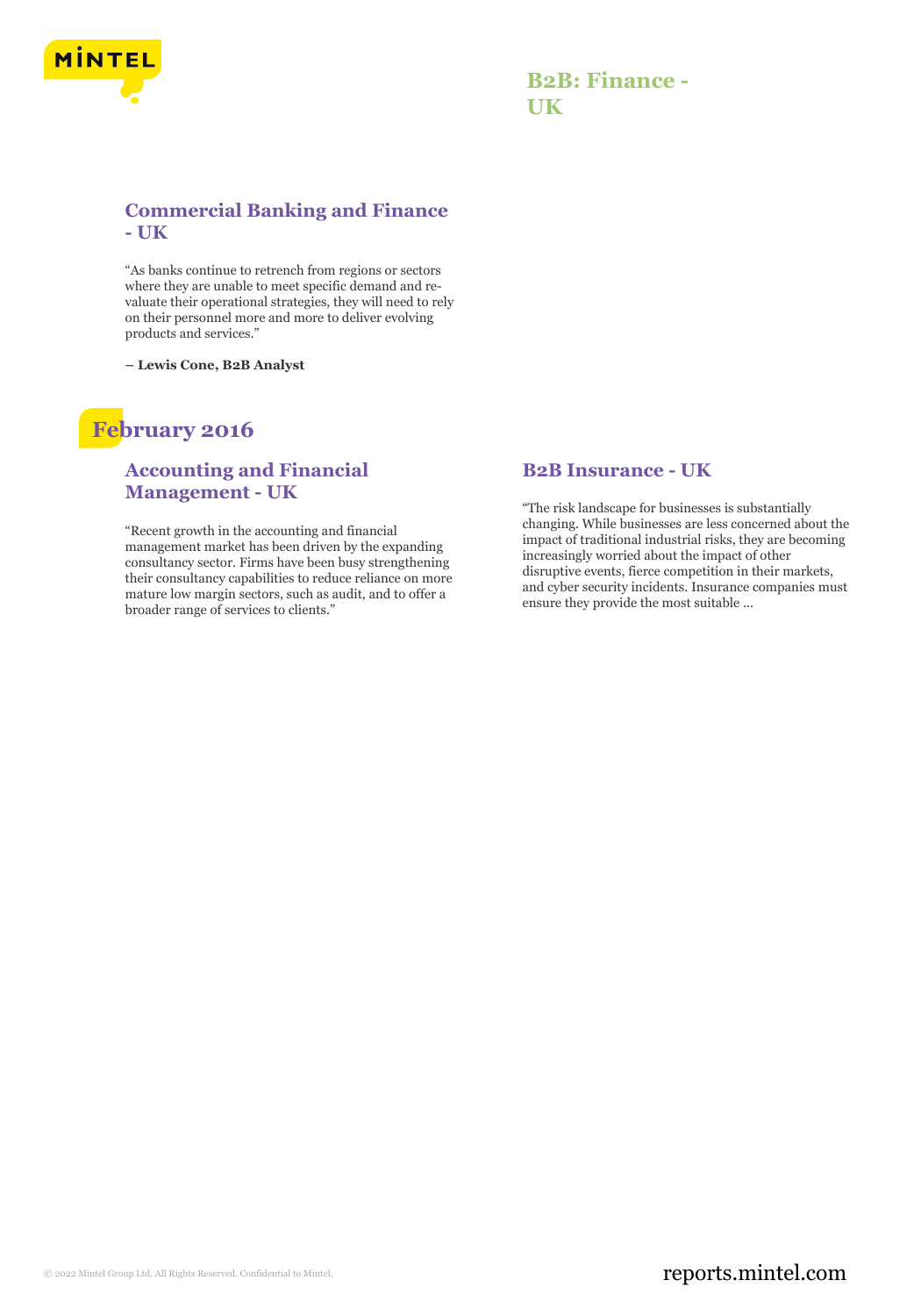# B2B: Finance - UK

## Commercial Banking and Finance - UK

"As banks continue to retrench from regions or sectors where they are unable to meet specific demand and re-valuate their operational strategies, they will need to rely on their personnel more and more to deliver evolving products and services."

**– Lewis Cone, B2B Analyst**

# February 2016

## Accounting and Financial Management - UK

"Recent growth in the accounting and financial management market has been driven by the expanding consultancy sector. Firms have been busy strengthening their consultancy capabilities to reduce reliance on more mature low margin sectors, such as audit, and to offer a broader range of services to clients."

## B2B Insurance - UK

"The risk landscape for businesses is substantially changing. While businesses are less concerned about the impact of traditional industrial risks, they are becoming increasingly worried about the impact of other disruptive events, fierce competition in their markets, and cyber security incidents. Insurance companies must ensure they provide the most suitable ...